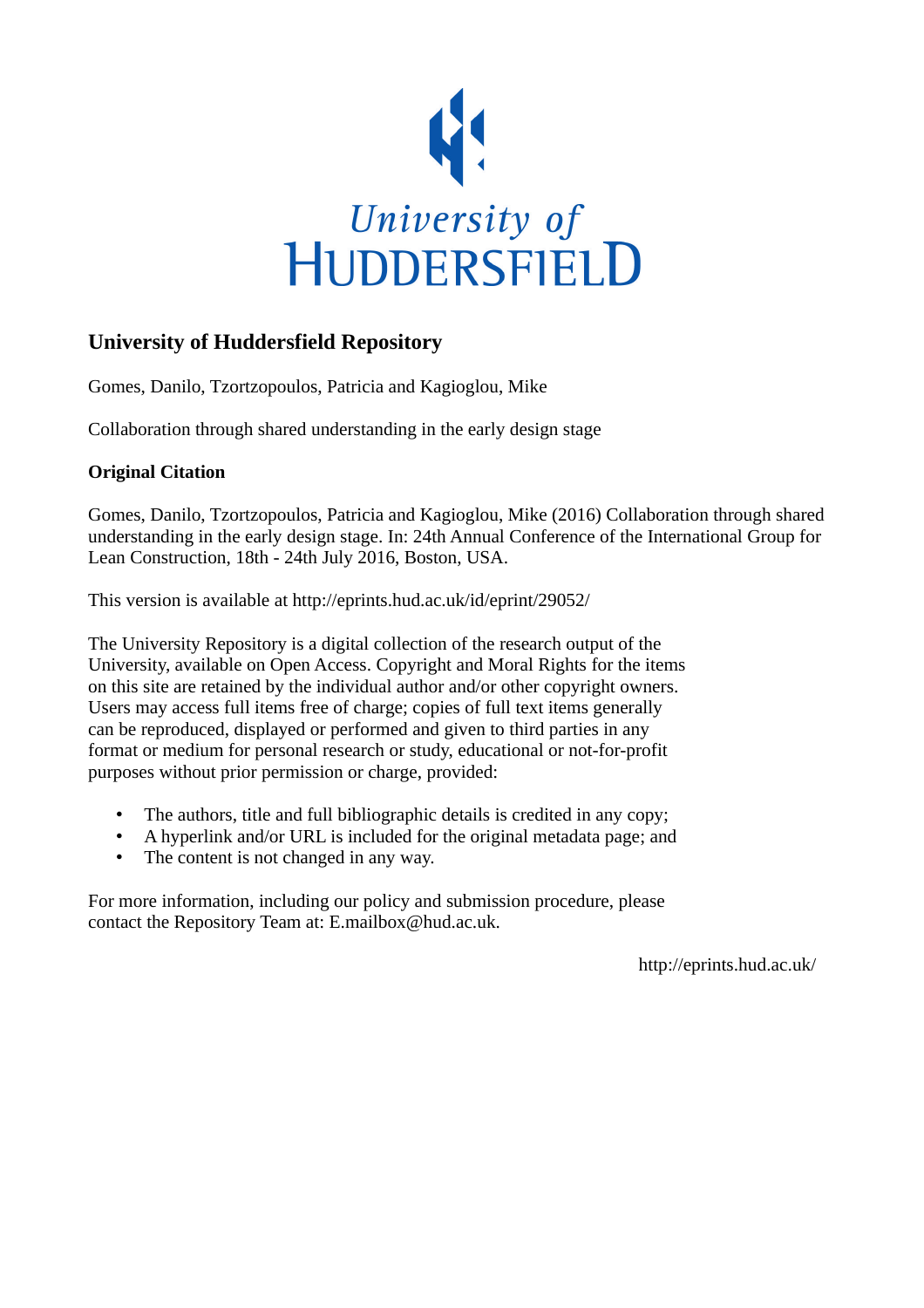# University of Huddersfield Repository

Gomes, Danilo, Tzortzopoulos, Patricia and Kagioglou, Mike

Collaboration through shared understanding in the early design stage

## Original Citation

Gomes, Danilo, Tzortzopoulos, Patricia and Kagioglou, Mike (2016) Collaboration through shared understanding in the early design stage. In: 24th Annual Conference of the International Group for Lean Construction, 18th - 24th July 2016, Boston, USA.

This version is available at http://eprints.hud.ac.uk/id/eprint/29052/

The University Repository is a digital collection of the research output of the University, available on Open Access. Copyright and Moral Rights for the items on this site are retained by the individual author and/or other copyright owners. Users may access full items free of charge; copies of full text items generally can be reproduced, displayed or performed and given to third parties in any format or medium for personal research or study, educational or not-for-profit purposes without prior permission or charge, provided:

- The authors, title and full bibliographic details is credited in any copy;
- A hyperlink and/or URL is included for the original metadata page; and
- The content is not changed in any way.

For more information, including our policy and submission procedure, please contact the Repository Team at: E.mailbox@hud.ac.uk.

http://eprints.hud.ac.uk/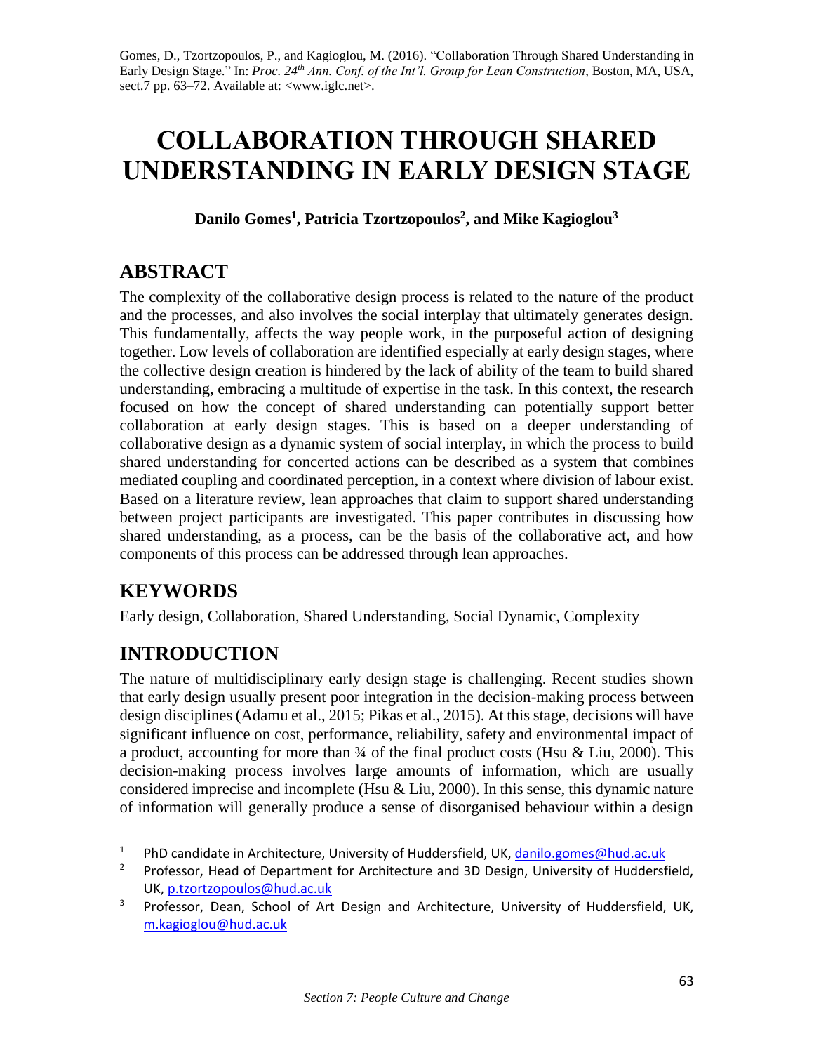Gomes, D., Tzortzopoulos, P., and Kagioglou, M. (2016). "Collaboration Through Shared Understanding in Early Design Stage." In: *Proc. 24th Ann. Conf. of the Int'l. Group for Lean Construction*, Boston, MA, USA, sect.7 pp. 63–72. Available at: <www.iglc.net>.

# COLLABORATION THROUGH SHARED UNDERSTANDING IN EARLY DESIGN STAGE

**Danilo Gomes[1], Patricia Tzortzopoulos[2], and Mike Kagioglou[3]**

## ABSTRACT

The complexity of the collaborative design process is related to the nature of the product and the processes, and also involves the social interplay that ultimately generates design. This fundamentally, affects the way people work, in the purposeful action of designing together. Low levels of collaboration are identified especially at early design stages, where the collective design creation is hindered by the lack of ability of the team to build shared understanding, embracing a multitude of expertise in the task. In this context, the research focused on how the concept of shared understanding can potentially support better collaboration at early design stages. This is based on a deeper understanding of collaborative design as a dynamic system of social interplay, in which the process to build shared understanding for concerted actions can be described as a system that combines mediated coupling and coordinated perception, in a context where division of labour exist. Based on a literature review, lean approaches that claim to support shared understanding between project participants are investigated. This paper contributes in discussing how shared understanding, as a process, can be the basis of the collaborative act, and how components of this process can be addressed through lean approaches.

## KEYWORDS

Early design, Collaboration, Shared Understanding, Social Dynamic, Complexity

## INTRODUCTION

The nature of multidisciplinary early design stage is challenging. Recent studies shown that early design usually present poor integration in the decision-making process between design disciplines (Adamu et al., 2015; Pikas et al., 2015). At this stage, decisions will have significant influence on cost, performance, reliability, safety and environmental impact of a product, accounting for more than ¾ of the final product costs (Hsu & Liu, 2000). This decision-making process involves large amounts of information, which are usually considered imprecise and incomplete (Hsu & Liu, 2000). In this sense, this dynamic nature of information will generally produce a sense of disorganised behaviour within a design

---

[1] PhD candidate in Architecture, University of Huddersfield, UK, danilo.gomes@hud.ac.uk

[2] Professor, Head of Department for Architecture and 3D Design, University of Huddersfield, UK, p.tzortzopoulos@hud.ac.uk

[3] Professor, Dean, School of Art Design and Architecture, University of Huddersfield, UK, m.kagioglou@hud.ac.uk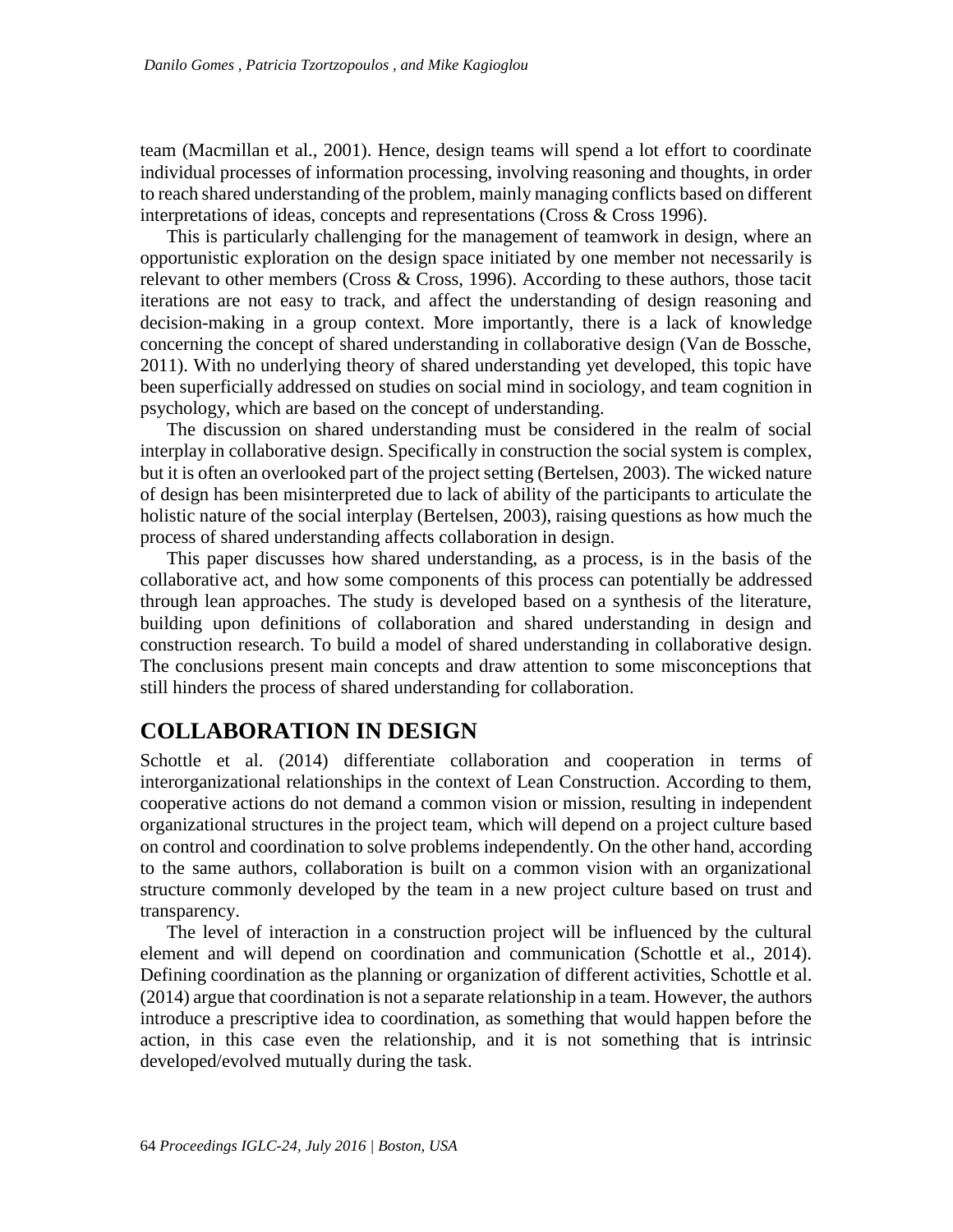team (Macmillan et al., 2001). Hence, design teams will spend a lot effort to coordinate individual processes of information processing, involving reasoning and thoughts, in order to reach shared understanding of the problem, mainly managing conflicts based on different interpretations of ideas, concepts and representations (Cross & Cross 1996).

This is particularly challenging for the management of teamwork in design, where an opportunistic exploration on the design space initiated by one member not necessarily is relevant to other members (Cross & Cross, 1996). According to these authors, those tacit iterations are not easy to track, and affect the understanding of design reasoning and decision-making in a group context. More importantly, there is a lack of knowledge concerning the concept of shared understanding in collaborative design (Van de Bossche, 2011). With no underlying theory of shared understanding yet developed, this topic have been superficially addressed on studies on social mind in sociology, and team cognition in psychology, which are based on the concept of understanding.

The discussion on shared understanding must be considered in the realm of social interplay in collaborative design. Specifically in construction the social system is complex, but it is often an overlooked part of the project setting (Bertelsen, 2003). The wicked nature of design has been misinterpreted due to lack of ability of the participants to articulate the holistic nature of the social interplay (Bertelsen, 2003), raising questions as how much the process of shared understanding affects collaboration in design.

This paper discusses how shared understanding, as a process, is in the basis of the collaborative act, and how some components of this process can potentially be addressed through lean approaches. The study is developed based on a synthesis of the literature, building upon definitions of collaboration and shared understanding in design and construction research. To build a model of shared understanding in collaborative design. The conclusions present main concepts and draw attention to some misconceptions that still hinders the process of shared understanding for collaboration.

## COLLABORATION IN DESIGN

Schottle et al. (2014) differentiate collaboration and cooperation in terms of interorganizational relationships in the context of Lean Construction. According to them, cooperative actions do not demand a common vision or mission, resulting in independent organizational structures in the project team, which will depend on a project culture based on control and coordination to solve problems independently. On the other hand, according to the same authors, collaboration is built on a common vision with an organizational structure commonly developed by the team in a new project culture based on trust and transparency.

The level of interaction in a construction project will be influenced by the cultural element and will depend on coordination and communication (Schottle et al., 2014). Defining coordination as the planning or organization of different activities, Schottle et al. (2014) argue that coordination is not a separate relationship in a team. However, the authors introduce a prescriptive idea to coordination, as something that would happen before the action, in this case even the relationship, and it is not something that is intrinsic developed/evolved mutually during the task.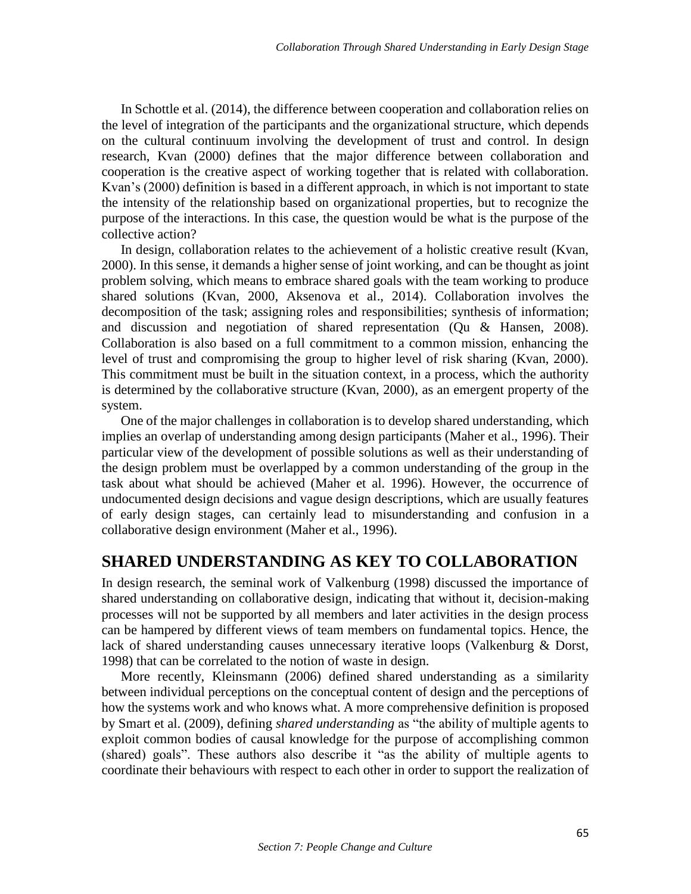In Schottle et al. (2014), the difference between cooperation and collaboration relies on the level of integration of the participants and the organizational structure, which depends on the cultural continuum involving the development of trust and control. In design research, Kvan (2000) defines that the major difference between collaboration and cooperation is the creative aspect of working together that is related with collaboration. Kvan's (2000) definition is based in a different approach, in which is not important to state the intensity of the relationship based on organizational properties, but to recognize the purpose of the interactions. In this case, the question would be what is the purpose of the collective action?

In design, collaboration relates to the achievement of a holistic creative result (Kvan, 2000). In this sense, it demands a higher sense of joint working, and can be thought as joint problem solving, which means to embrace shared goals with the team working to produce shared solutions (Kvan, 2000, Aksenova et al., 2014). Collaboration involves the decomposition of the task; assigning roles and responsibilities; synthesis of information; and discussion and negotiation of shared representation (Qu & Hansen, 2008). Collaboration is also based on a full commitment to a common mission, enhancing the level of trust and compromising the group to higher level of risk sharing (Kvan, 2000). This commitment must be built in the situation context, in a process, which the authority is determined by the collaborative structure (Kvan, 2000), as an emergent property of the system.

One of the major challenges in collaboration is to develop shared understanding, which implies an overlap of understanding among design participants (Maher et al., 1996). Their particular view of the development of possible solutions as well as their understanding of the design problem must be overlapped by a common understanding of the group in the task about what should be achieved (Maher et al. 1996). However, the occurrence of undocumented design decisions and vague design descriptions, which are usually features of early design stages, can certainly lead to misunderstanding and confusion in a collaborative design environment (Maher et al., 1996).

## SHARED UNDERSTANDING AS KEY TO COLLABORATION

In design research, the seminal work of Valkenburg (1998) discussed the importance of shared understanding on collaborative design, indicating that without it, decision-making processes will not be supported by all members and later activities in the design process can be hampered by different views of team members on fundamental topics. Hence, the lack of shared understanding causes unnecessary iterative loops (Valkenburg & Dorst, 1998) that can be correlated to the notion of waste in design.

More recently, Kleinsmann (2006) defined shared understanding as a similarity between individual perceptions on the conceptual content of design and the perceptions of how the systems work and who knows what. A more comprehensive definition is proposed by Smart et al. (2009), defining *shared understanding* as "the ability of multiple agents to exploit common bodies of causal knowledge for the purpose of accomplishing common (shared) goals". These authors also describe it "as the ability of multiple agents to coordinate their behaviours with respect to each other in order to support the realization of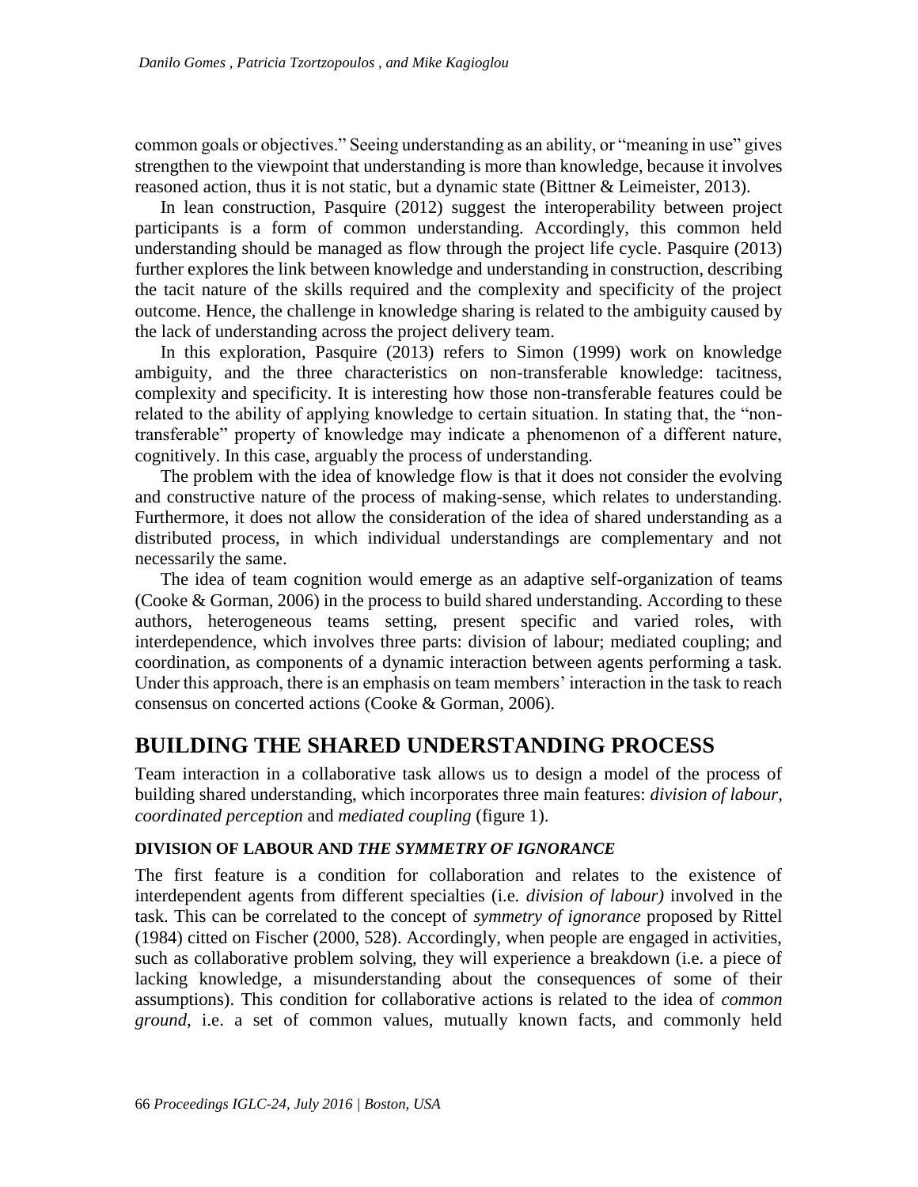common goals or objectives." Seeing understanding as an ability, or "meaning in use" gives strengthen to the viewpoint that understanding is more than knowledge, because it involves reasoned action, thus it is not static, but a dynamic state (Bittner & Leimeister, 2013).

In lean construction, Pasquire (2012) suggest the interoperability between project participants is a form of common understanding. Accordingly, this common held understanding should be managed as flow through the project life cycle. Pasquire (2013) further explores the link between knowledge and understanding in construction, describing the tacit nature of the skills required and the complexity and specificity of the project outcome. Hence, the challenge in knowledge sharing is related to the ambiguity caused by the lack of understanding across the project delivery team.

In this exploration, Pasquire (2013) refers to Simon (1999) work on knowledge ambiguity, and the three characteristics on non-transferable knowledge: tacitness, complexity and specificity. It is interesting how those non-transferable features could be related to the ability of applying knowledge to certain situation. In stating that, the "non-transferable" property of knowledge may indicate a phenomenon of a different nature, cognitively. In this case, arguably the process of understanding.

The problem with the idea of knowledge flow is that it does not consider the evolving and constructive nature of the process of making-sense, which relates to understanding. Furthermore, it does not allow the consideration of the idea of shared understanding as a distributed process, in which individual understandings are complementary and not necessarily the same.

The idea of team cognition would emerge as an adaptive self-organization of teams (Cooke & Gorman, 2006) in the process to build shared understanding. According to these authors, heterogeneous teams setting, present specific and varied roles, with interdependence, which involves three parts: division of labour; mediated coupling; and coordination, as components of a dynamic interaction between agents performing a task. Under this approach, there is an emphasis on team members' interaction in the task to reach consensus on concerted actions (Cooke & Gorman, 2006).

# BUILDING THE SHARED UNDERSTANDING PROCESS

Team interaction in a collaborative task allows us to design a model of the process of building shared understanding, which incorporates three main features: *division of labour*, *coordinated perception* and *mediated coupling* (figure 1).

### DIVISION OF LABOUR AND *THE SYMMETRY OF IGNORANCE*

The first feature is a condition for collaboration and relates to the existence of interdependent agents from different specialties (i.e. *division of labour)* involved in the task. This can be correlated to the concept of *symmetry of ignorance* proposed by Rittel (1984) citted on Fischer (2000, 528). Accordingly, when people are engaged in activities, such as collaborative problem solving, they will experience a breakdown (i.e. a piece of lacking knowledge, a misunderstanding about the consequences of some of their assumptions). This condition for collaborative actions is related to the idea of *common ground*, i.e. a set of common values, mutually known facts, and commonly held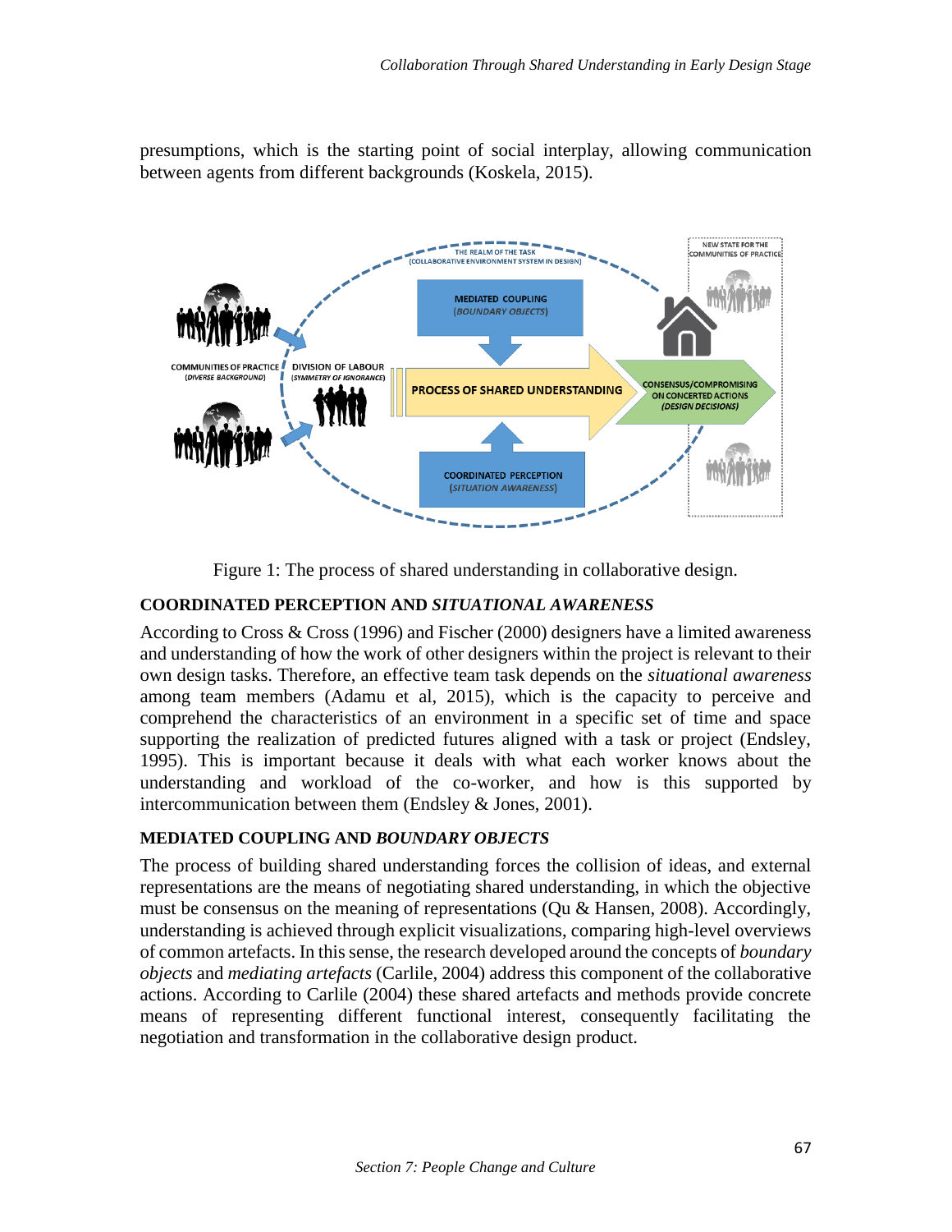presumptions, which is the starting point of social interplay, allowing communication between agents from different backgrounds (Koskela, 2015).

THE REALM OF THE TASK
(COLLABORATIVE ENVIRONMENT SYSTEM IN DESIGN)

NEW STATE FOR THE COMMUNITIES OF PRACTICE

MEDIATED COUPLING
(BOUNDARY OBJECTS)

COMMUNITIES OF PRACTICE
(DIVERSE BACKGROUND)

DIVISION OF LABOUR
(SYMMETRY OF IGNORANCE)

PROCESS OF SHARED UNDERSTANDING

CONSENSUS/COMPROMISING ON CONCERTED ACTIONS
(DESIGN DECISIONS)

COORDINATED PERCEPTION
(SITUATION AWARENESS)

Figure 1: The process of shared understanding in collaborative design.

### COORDINATED PERCEPTION AND *SITUATIONAL AWARENESS*

According to Cross & Cross (1996) and Fischer (2000) designers have a limited awareness and understanding of how the work of other designers within the project is relevant to their own design tasks. Therefore, an effective team task depends on the *situational awareness* among team members (Adamu et al, 2015), which is the capacity to perceive and comprehend the characteristics of an environment in a specific set of time and space supporting the realization of predicted futures aligned with a task or project (Endsley, 1995). This is important because it deals with what each worker knows about the understanding and workload of the co-worker, and how is this supported by intercommunication between them (Endsley & Jones, 2001).

### MEDIATED COUPLING AND *BOUNDARY OBJECTS*

The process of building shared understanding forces the collision of ideas, and external representations are the means of negotiating shared understanding, in which the objective must be consensus on the meaning of representations (Qu & Hansen, 2008). Accordingly, understanding is achieved through explicit visualizations, comparing high-level overviews of common artefacts. In this sense, the research developed around the concepts of *boundary objects* and *mediating artefacts* (Carlile, 2004) address this component of the collaborative actions. According to Carlile (2004) these shared artefacts and methods provide concrete means of representing different functional interest, consequently facilitating the negotiation and transformation in the collaborative design product.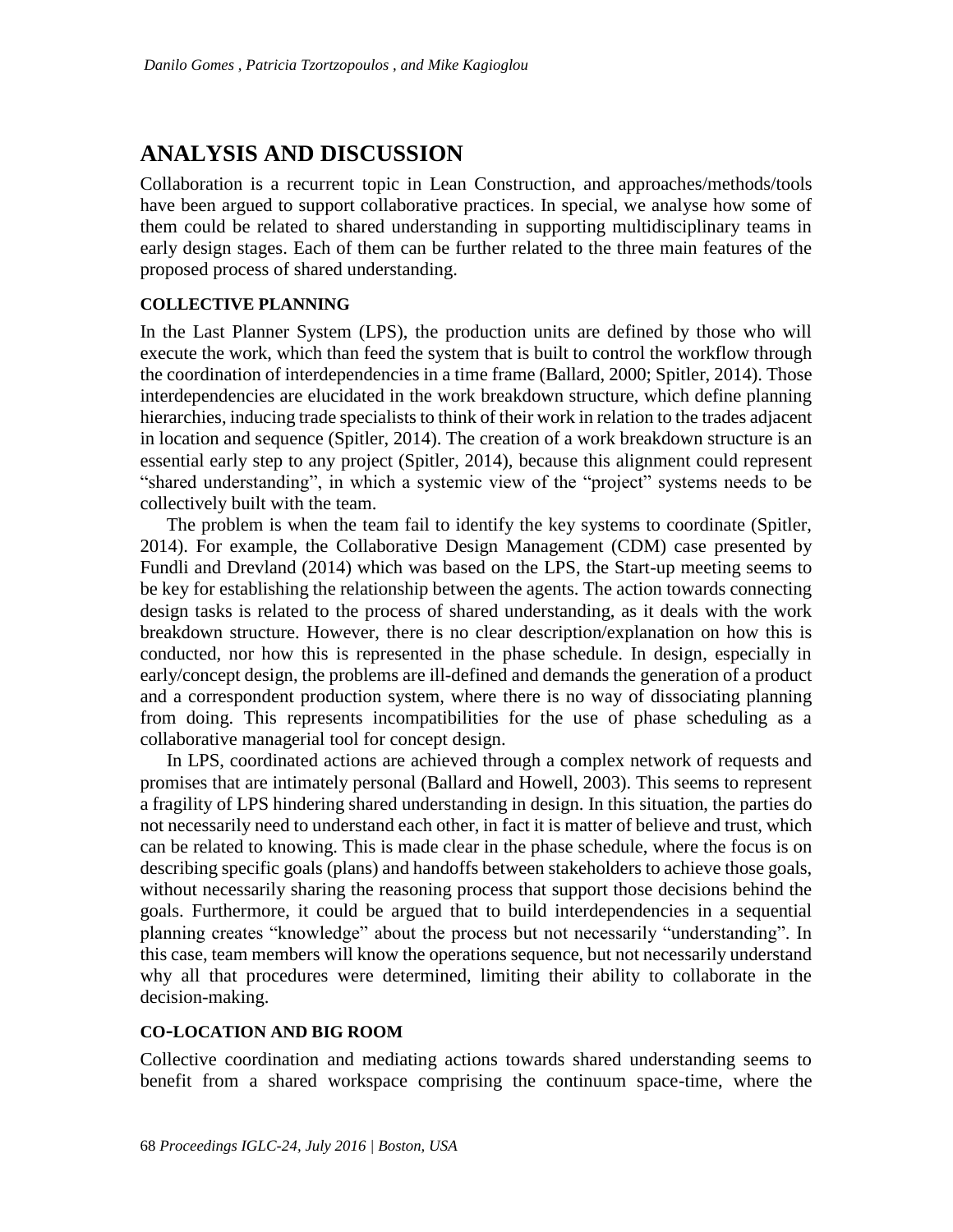## ANALYSIS AND DISCUSSION

Collaboration is a recurrent topic in Lean Construction, and approaches/methods/tools have been argued to support collaborative practices. In special, we analyse how some of them could be related to shared understanding in supporting multidisciplinary teams in early design stages. Each of them can be further related to the three main features of the proposed process of shared understanding.

### COLLECTIVE PLANNING

In the Last Planner System (LPS), the production units are defined by those who will execute the work, which than feed the system that is built to control the workflow through the coordination of interdependencies in a time frame (Ballard, 2000; Spitler, 2014). Those interdependencies are elucidated in the work breakdown structure, which define planning hierarchies, inducing trade specialists to think of their work in relation to the trades adjacent in location and sequence (Spitler, 2014). The creation of a work breakdown structure is an essential early step to any project (Spitler, 2014), because this alignment could represent "shared understanding", in which a systemic view of the "project" systems needs to be collectively built with the team.

The problem is when the team fail to identify the key systems to coordinate (Spitler, 2014). For example, the Collaborative Design Management (CDM) case presented by Fundli and Drevland (2014) which was based on the LPS, the Start-up meeting seems to be key for establishing the relationship between the agents. The action towards connecting design tasks is related to the process of shared understanding, as it deals with the work breakdown structure. However, there is no clear description/explanation on how this is conducted, nor how this is represented in the phase schedule. In design, especially in early/concept design, the problems are ill-defined and demands the generation of a product and a correspondent production system, where there is no way of dissociating planning from doing. This represents incompatibilities for the use of phase scheduling as a collaborative managerial tool for concept design.

In LPS, coordinated actions are achieved through a complex network of requests and promises that are intimately personal (Ballard and Howell, 2003). This seems to represent a fragility of LPS hindering shared understanding in design. In this situation, the parties do not necessarily need to understand each other, in fact it is matter of believe and trust, which can be related to knowing. This is made clear in the phase schedule, where the focus is on describing specific goals (plans) and handoffs between stakeholders to achieve those goals, without necessarily sharing the reasoning process that support those decisions behind the goals. Furthermore, it could be argued that to build interdependencies in a sequential planning creates "knowledge" about the process but not necessarily "understanding". In this case, team members will know the operations sequence, but not necessarily understand why all that procedures were determined, limiting their ability to collaborate in the decision-making.

### CO-LOCATION AND BIG ROOM

Collective coordination and mediating actions towards shared understanding seems to benefit from a shared workspace comprising the continuum space-time, where the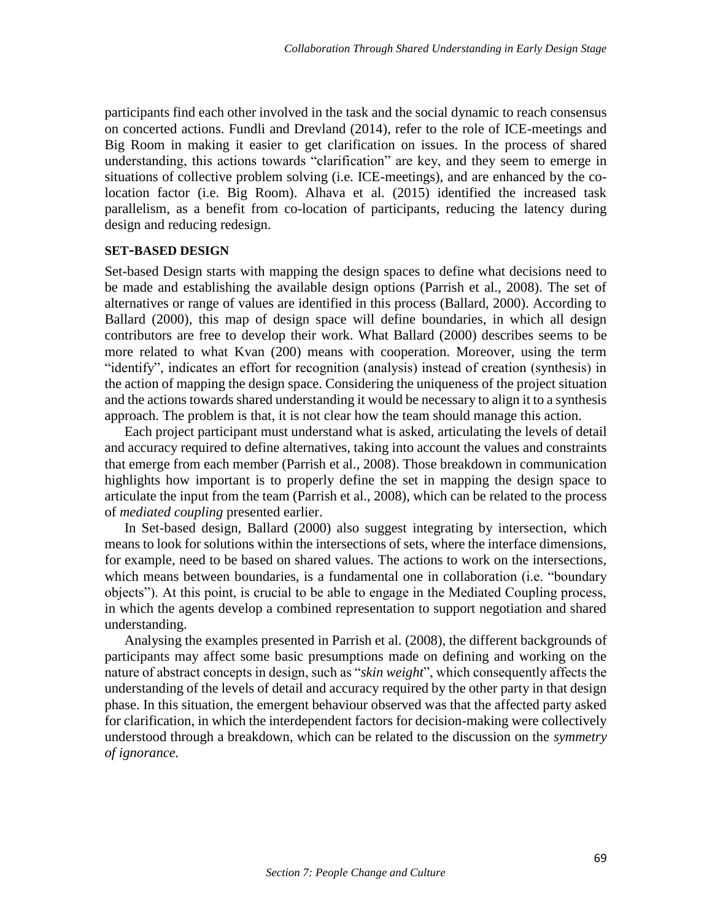participants find each other involved in the task and the social dynamic to reach consensus on concerted actions. Fundli and Drevland (2014), refer to the role of ICE-meetings and Big Room in making it easier to get clarification on issues. In the process of shared understanding, this actions towards "clarification" are key, and they seem to emerge in situations of collective problem solving (i.e. ICE-meetings), and are enhanced by the co-location factor (i.e. Big Room). Alhava et al. (2015) identified the increased task parallelism, as a benefit from co-location of participants, reducing the latency during design and reducing redesign.

## SET-BASED DESIGN

Set-based Design starts with mapping the design spaces to define what decisions need to be made and establishing the available design options (Parrish et al., 2008). The set of alternatives or range of values are identified in this process (Ballard, 2000). According to Ballard (2000), this map of design space will define boundaries, in which all design contributors are free to develop their work. What Ballard (2000) describes seems to be more related to what Kvan (200) means with cooperation. Moreover, using the term "identify", indicates an effort for recognition (analysis) instead of creation (synthesis) in the action of mapping the design space. Considering the uniqueness of the project situation and the actions towards shared understanding it would be necessary to align it to a synthesis approach. The problem is that, it is not clear how the team should manage this action.

Each project participant must understand what is asked, articulating the levels of detail and accuracy required to define alternatives, taking into account the values and constraints that emerge from each member (Parrish et al., 2008). Those breakdown in communication highlights how important is to properly define the set in mapping the design space to articulate the input from the team (Parrish et al., 2008), which can be related to the process of *mediated coupling* presented earlier.

In Set-based design, Ballard (2000) also suggest integrating by intersection, which means to look for solutions within the intersections of sets, where the interface dimensions, for example, need to be based on shared values. The actions to work on the intersections, which means between boundaries, is a fundamental one in collaboration (i.e. "boundary objects"). At this point, is crucial to be able to engage in the Mediated Coupling process, in which the agents develop a combined representation to support negotiation and shared understanding.

Analysing the examples presented in Parrish et al. (2008), the different backgrounds of participants may affect some basic presumptions made on defining and working on the nature of abstract concepts in design, such as "*skin weight*", which consequently affects the understanding of the levels of detail and accuracy required by the other party in that design phase. In this situation, the emergent behaviour observed was that the affected party asked for clarification, in which the interdependent factors for decision-making were collectively understood through a breakdown, which can be related to the discussion on the *symmetry of ignorance.*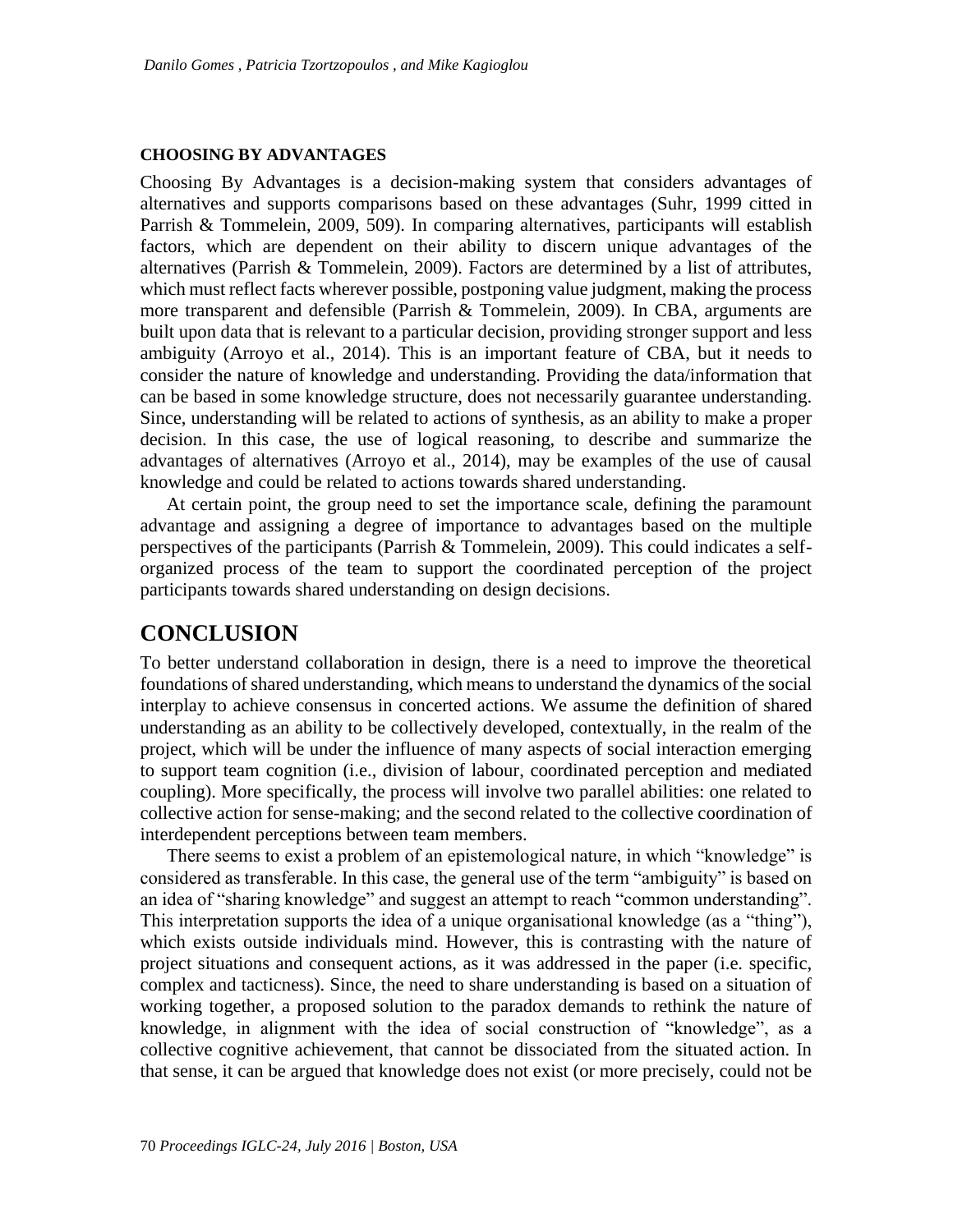### CHOOSING BY ADVANTAGES

Choosing By Advantages is a decision-making system that considers advantages of alternatives and supports comparisons based on these advantages (Suhr, 1999 citted in Parrish & Tommelein, 2009, 509). In comparing alternatives, participants will establish factors, which are dependent on their ability to discern unique advantages of the alternatives (Parrish & Tommelein, 2009). Factors are determined by a list of attributes, which must reflect facts wherever possible, postponing value judgment, making the process more transparent and defensible (Parrish & Tommelein, 2009). In CBA, arguments are built upon data that is relevant to a particular decision, providing stronger support and less ambiguity (Arroyo et al., 2014). This is an important feature of CBA, but it needs to consider the nature of knowledge and understanding. Providing the data/information that can be based in some knowledge structure, does not necessarily guarantee understanding. Since, understanding will be related to actions of synthesis, as an ability to make a proper decision. In this case, the use of logical reasoning, to describe and summarize the advantages of alternatives (Arroyo et al., 2014), may be examples of the use of causal knowledge and could be related to actions towards shared understanding.

At certain point, the group need to set the importance scale, defining the paramount advantage and assigning a degree of importance to advantages based on the multiple perspectives of the participants (Parrish & Tommelein, 2009). This could indicates a self-organized process of the team to support the coordinated perception of the project participants towards shared understanding on design decisions.

## CONCLUSION

To better understand collaboration in design, there is a need to improve the theoretical foundations of shared understanding, which means to understand the dynamics of the social interplay to achieve consensus in concerted actions. We assume the definition of shared understanding as an ability to be collectively developed, contextually, in the realm of the project, which will be under the influence of many aspects of social interaction emerging to support team cognition (i.e., division of labour, coordinated perception and mediated coupling). More specifically, the process will involve two parallel abilities: one related to collective action for sense-making; and the second related to the collective coordination of interdependent perceptions between team members.

There seems to exist a problem of an epistemological nature, in which "knowledge" is considered as transferable. In this case, the general use of the term "ambiguity" is based on an idea of "sharing knowledge" and suggest an attempt to reach "common understanding". This interpretation supports the idea of a unique organisational knowledge (as a "thing"), which exists outside individuals mind. However, this is contrasting with the nature of project situations and consequent actions, as it was addressed in the paper (i.e. specific, complex and tacticness). Since, the need to share understanding is based on a situation of working together, a proposed solution to the paradox demands to rethink the nature of knowledge, in alignment with the idea of social construction of "knowledge", as a collective cognitive achievement, that cannot be dissociated from the situated action. In that sense, it can be argued that knowledge does not exist (or more precisely, could not be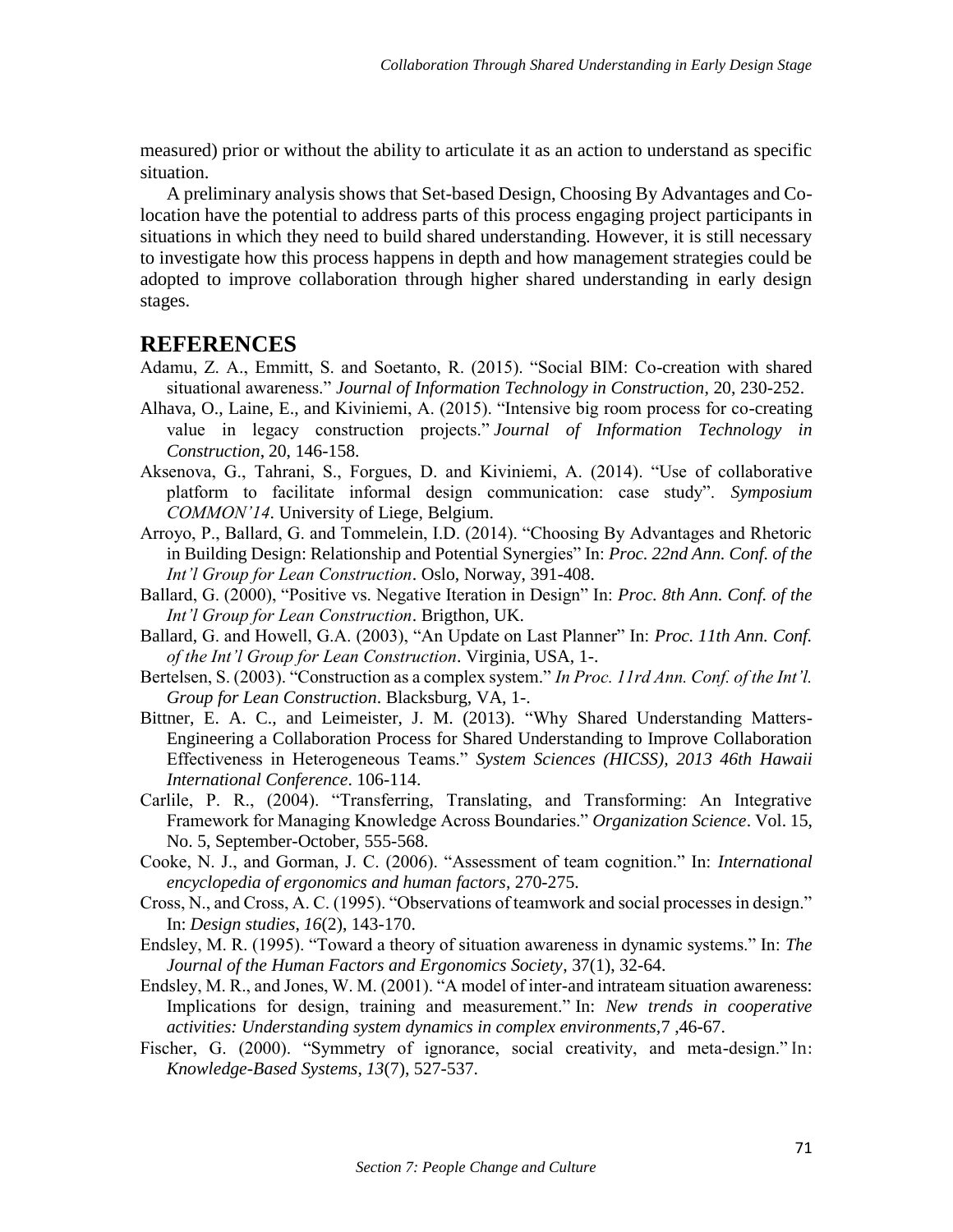measured) prior or without the ability to articulate it as an action to understand as specific situation.

A preliminary analysis shows that Set-based Design, Choosing By Advantages and Co-location have the potential to address parts of this process engaging project participants in situations in which they need to build shared understanding. However, it is still necessary to investigate how this process happens in depth and how management strategies could be adopted to improve collaboration through higher shared understanding in early design stages.

## REFERENCES

Adamu, Z. A., Emmitt, S. and Soetanto, R. (2015). "Social BIM: Co-creation with shared situational awareness." *Journal of Information Technology in Construction*, 20, 230-252.

Alhava, O., Laine, E., and Kiviniemi, A. (2015). "Intensive big room process for co-creating value in legacy construction projects." *Journal of Information Technology in Construction*, 20, 146-158.

Aksenova, G., Tahrani, S., Forgues, D. and Kiviniemi, A. (2014). "Use of collaborative platform to facilitate informal design communication: case study". *Symposium COMMON'14*. University of Liege, Belgium.

Arroyo, P., Ballard, G. and Tommelein, I.D. (2014). "Choosing By Advantages and Rhetoric in Building Design: Relationship and Potential Synergies" In: *Proc. 22nd Ann. Conf. of the Int'l Group for Lean Construction*. Oslo, Norway, 391-408.

Ballard, G. (2000), "Positive vs. Negative Iteration in Design" In: *Proc. 8th Ann. Conf. of the Int'l Group for Lean Construction*. Brigthon, UK.

Ballard, G. and Howell, G.A. (2003), "An Update on Last Planner" In: *Proc. 11th Ann. Conf. of the Int'l Group for Lean Construction*. Virginia, USA, 1-.

Bertelsen, S. (2003). "Construction as a complex system." *In Proc. 11rd Ann. Conf. of the Int'l. Group for Lean Construction*. Blacksburg, VA, 1-.

Bittner, E. A. C., and Leimeister, J. M. (2013). "Why Shared Understanding Matters-Engineering a Collaboration Process for Shared Understanding to Improve Collaboration Effectiveness in Heterogeneous Teams." *System Sciences (HICSS), 2013 46th Hawaii International Conference*. 106-114.

Carlile, P. R., (2004). "Transferring, Translating, and Transforming: An Integrative Framework for Managing Knowledge Across Boundaries." *Organization Science*. Vol. 15, No. 5, September-October, 555-568.

Cooke, N. J., and Gorman, J. C. (2006). "Assessment of team cognition." In: *International encyclopedia of ergonomics and human factors*, 270-275.

Cross, N., and Cross, A. C. (1995). "Observations of teamwork and social processes in design." In: *Design studies*, *16*(2), 143-170.

Endsley, M. R. (1995). "Toward a theory of situation awareness in dynamic systems." In: *The Journal of the Human Factors and Ergonomics Society*, 37(1), 32-64.

Endsley, M. R., and Jones, W. M. (2001). "A model of inter-and intrateam situation awareness: Implications for design, training and measurement." In: *New trends in cooperative activities: Understanding system dynamics in complex environments*,7 ,46-67.

Fischer, G. (2000). "Symmetry of ignorance, social creativity, and meta-design." In: *Knowledge-Based Systems*, *13*(7), 527-537.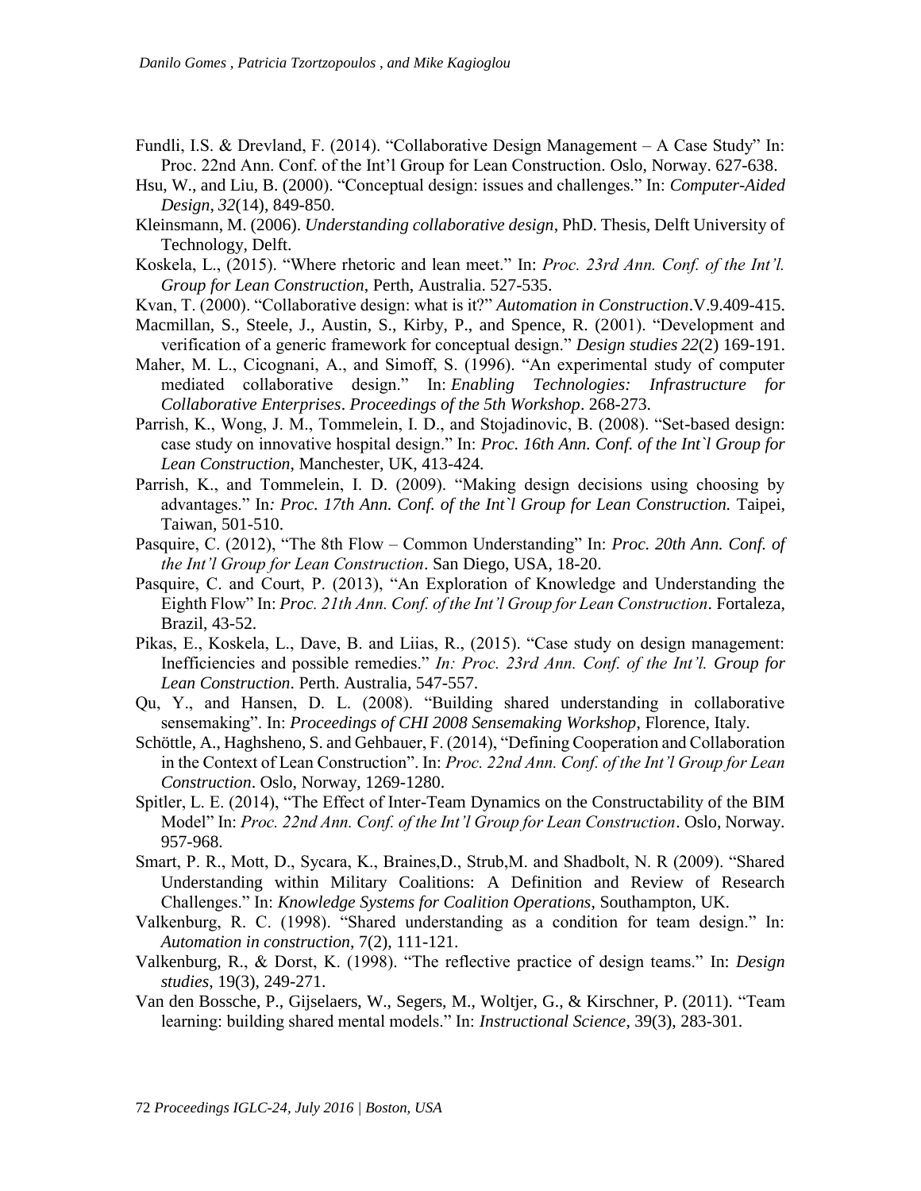Fundli, I.S. & Drevland, F. (2014). "Collaborative Design Management – A Case Study" In: Proc. 22nd Ann. Conf. of the Int'l Group for Lean Construction. Oslo, Norway. 627-638.

Hsu, W., and Liu, B. (2000). "Conceptual design: issues and challenges." In: *Computer-Aided Design*, *32*(14), 849-850.

Kleinsmann, M. (2006). *Understanding collaborative design*, PhD. Thesis, Delft University of Technology, Delft.

Koskela, L., (2015). "Where rhetoric and lean meet." In: *Proc. 23rd Ann. Conf. of the Int'l. Group for Lean Construction*, Perth, Australia. 527-535.

Kvan, T. (2000). "Collaborative design: what is it?" *Automation in Construction*.V.9.409-415.

Macmillan, S., Steele, J., Austin, S., Kirby, P., and Spence, R. (2001). "Development and verification of a generic framework for conceptual design." *Design studies 22*(2) 169-191.

Maher, M. L., Cicognani, A., and Simoff, S. (1996). "An experimental study of computer mediated collaborative design." In: *Enabling Technologies: Infrastructure for Collaborative Enterprises*. *Proceedings of the 5th Workshop*. 268-273.

Parrish, K., Wong, J. M., Tommelein, I. D., and Stojadinovic, B. (2008). "Set-based design: case study on innovative hospital design." In: *Proc. 16th Ann. Conf. of the Int`l Group for Lean Construction*, Manchester, UK, 413-424.

Parrish, K., and Tommelein, I. D. (2009). "Making design decisions using choosing by advantages." In*: Proc. 17th Ann. Conf. of the Int`l Group for Lean Construction.* Taipei, Taiwan, 501-510.

Pasquire, C. (2012), "The 8th Flow – Common Understanding" In: *Proc. 20th Ann. Conf. of the Int'l Group for Lean Construction*. San Diego, USA, 18-20.

Pasquire, C. and Court, P. (2013), "An Exploration of Knowledge and Understanding the Eighth Flow" In: *Proc. 21th Ann. Conf. of the Int'l Group for Lean Construction*. Fortaleza, Brazil, 43-52.

Pikas, E., Koskela, L., Dave, B. and Liias, R., (2015). "Case study on design management: Inefficiencies and possible remedies." *In: Proc. 23rd Ann. Conf. of the Int'l. Group for Lean Construction*. Perth. Australia, 547-557.

Qu, Y., and Hansen, D. L. (2008). "Building shared understanding in collaborative sensemaking". In: *Proceedings of CHI 2008 Sensemaking Workshop*, Florence, Italy.

Schöttle, A., Haghsheno, S. and Gehbauer, F. (2014), "Defining Cooperation and Collaboration in the Context of Lean Construction". In: *Proc. 22nd Ann. Conf. of the Int'l Group for Lean Construction*. Oslo, Norway, 1269-1280.

Spitler, L. E. (2014), "The Effect of Inter-Team Dynamics on the Constructability of the BIM Model" In: *Proc. 22nd Ann. Conf. of the Int'l Group for Lean Construction*. Oslo, Norway. 957-968.

Smart, P. R., Mott, D., Sycara, K., Braines,D., Strub,M. and Shadbolt, N. R (2009). "Shared Understanding within Military Coalitions: A Definition and Review of Research Challenges." In: *Knowledge Systems for Coalition Operations*, Southampton, UK.

Valkenburg, R. C. (1998). "Shared understanding as a condition for team design." In: *Automation in construction*, 7(2), 111-121.

Valkenburg, R., & Dorst, K. (1998). "The reflective practice of design teams." In: *Design studies*, 19(3), 249-271.

Van den Bossche, P., Gijselaers, W., Segers, M., Woltjer, G., & Kirschner, P. (2011). "Team learning: building shared mental models." In: *Instructional Science*, 39(3), 283-301.